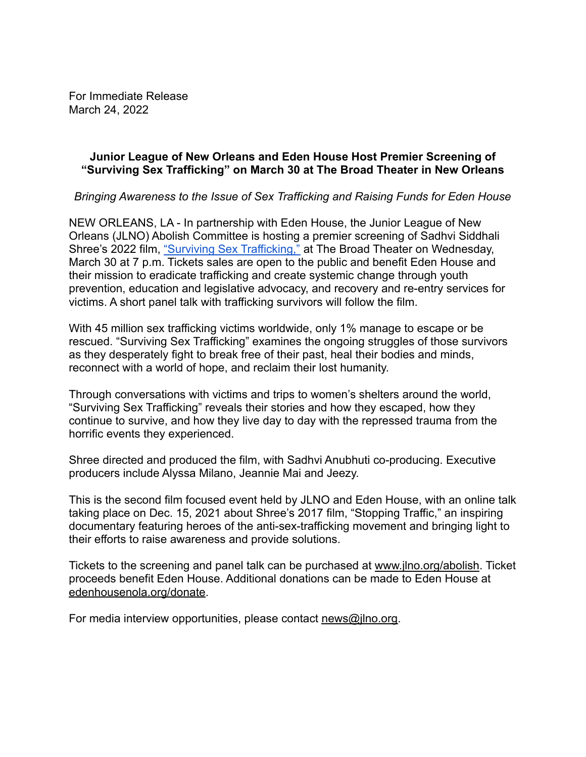For Immediate Release
March 24, 2022

**Junior League of New Orleans and Eden House Host Premier Screening of "Surviving Sex Trafficking" on March 30 at The Broad Theater in New Orleans**

*Bringing Awareness to the Issue of Sex Trafficking and Raising Funds for Eden House*

NEW ORLEANS, LA - In partnership with Eden House, the Junior League of New Orleans (JLNO) Abolish Committee is hosting a premier screening of Sadhvi Siddhali Shree's 2022 film, "Surviving Sex Trafficking," at The Broad Theater on Wednesday, March 30 at 7 p.m. Tickets sales are open to the public and benefit Eden House and their mission to eradicate trafficking and create systemic change through youth prevention, education and legislative advocacy, and recovery and re-entry services for victims. A short panel talk with trafficking survivors will follow the film.

With 45 million sex trafficking victims worldwide, only 1% manage to escape or be rescued. "Surviving Sex Trafficking" examines the ongoing struggles of those survivors as they desperately fight to break free of their past, heal their bodies and minds, reconnect with a world of hope, and reclaim their lost humanity.

Through conversations with victims and trips to women's shelters around the world, "Surviving Sex Trafficking" reveals their stories and how they escaped, how they continue to survive, and how they live day to day with the repressed trauma from the horrific events they experienced.

Shree directed and produced the film, with Sadhvi Anubhuti co-producing. Executive producers include Alyssa Milano, Jeannie Mai and Jeezy.

This is the second film focused event held by JLNO and Eden House, with an online talk taking place on Dec. 15, 2021 about Shree's 2017 film, "Stopping Traffic," an inspiring documentary featuring heroes of the anti-sex-trafficking movement and bringing light to their efforts to raise awareness and provide solutions.

Tickets to the screening and panel talk can be purchased at www.jlno.org/abolish. Ticket proceeds benefit Eden House. Additional donations can be made to Eden House at edenhousenola.org/donate.

For media interview opportunities, please contact news@jlno.org.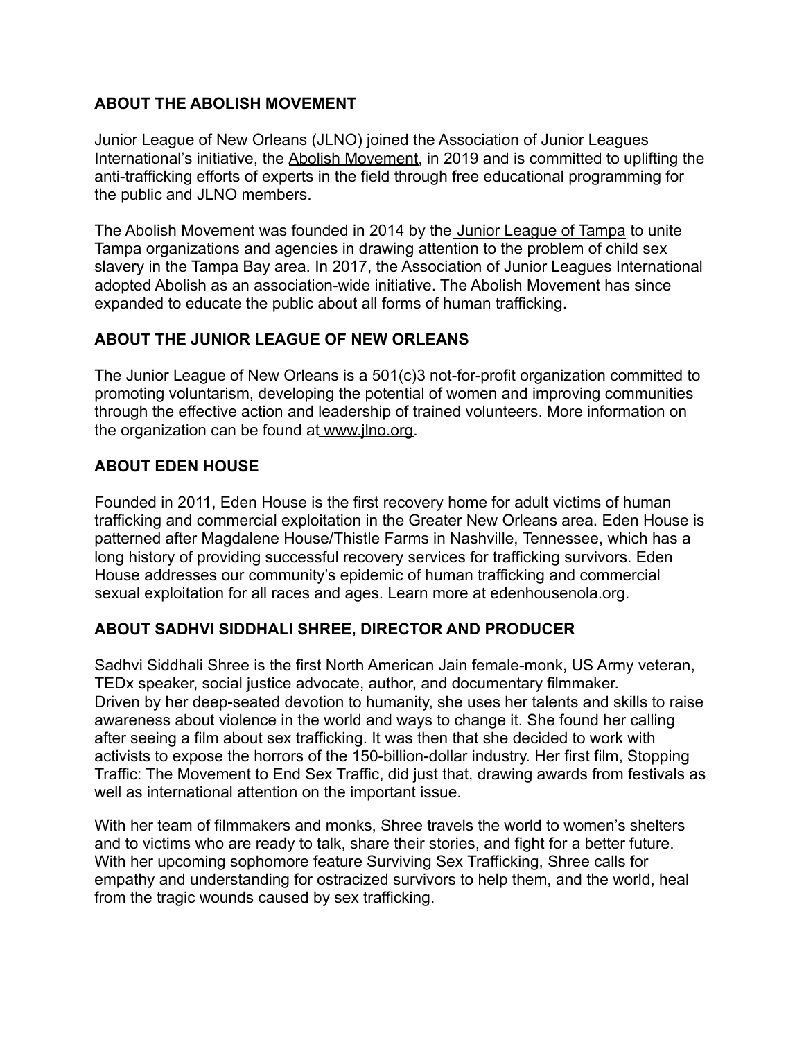## ABOUT THE ABOLISH MOVEMENT

Junior League of New Orleans (JLNO) joined the Association of Junior Leagues International's initiative, the Abolish Movement, in 2019 and is committed to uplifting the anti-trafficking efforts of experts in the field through free educational programming for the public and JLNO members.

The Abolish Movement was founded in 2014 by the Junior League of Tampa to unite Tampa organizations and agencies in drawing attention to the problem of child sex slavery in the Tampa Bay area. In 2017, the Association of Junior Leagues International adopted Abolish as an association-wide initiative. The Abolish Movement has since expanded to educate the public about all forms of human trafficking.

## ABOUT THE JUNIOR LEAGUE OF NEW ORLEANS

The Junior League of New Orleans is a 501(c)3 not-for-profit organization committed to promoting voluntarism, developing the potential of women and improving communities through the effective action and leadership of trained volunteers. More information on the organization can be found at www.jlno.org.

## ABOUT EDEN HOUSE

Founded in 2011, Eden House is the first recovery home for adult victims of human trafficking and commercial exploitation in the Greater New Orleans area. Eden House is patterned after Magdalene House/Thistle Farms in Nashville, Tennessee, which has a long history of providing successful recovery services for trafficking survivors. Eden House addresses our community's epidemic of human trafficking and commercial sexual exploitation for all races and ages. Learn more at edenhousenola.org.

## ABOUT SADHVI SIDDHALI SHREE, DIRECTOR AND PRODUCER

Sadhvi Siddhali Shree is the first North American Jain female-monk, US Army veteran, TEDx speaker, social justice advocate, author, and documentary filmmaker.
Driven by her deep-seated devotion to humanity, she uses her talents and skills to raise awareness about violence in the world and ways to change it. She found her calling after seeing a film about sex trafficking. It was then that she decided to work with activists to expose the horrors of the 150-billion-dollar industry. Her first film, Stopping Traffic: The Movement to End Sex Traffic, did just that, drawing awards from festivals as well as international attention on the important issue.

With her team of filmmakers and monks, Shree travels the world to women's shelters and to victims who are ready to talk, share their stories, and fight for a better future. With her upcoming sophomore feature Surviving Sex Trafficking, Shree calls for empathy and understanding for ostracized survivors to help them, and the world, heal from the tragic wounds caused by sex trafficking.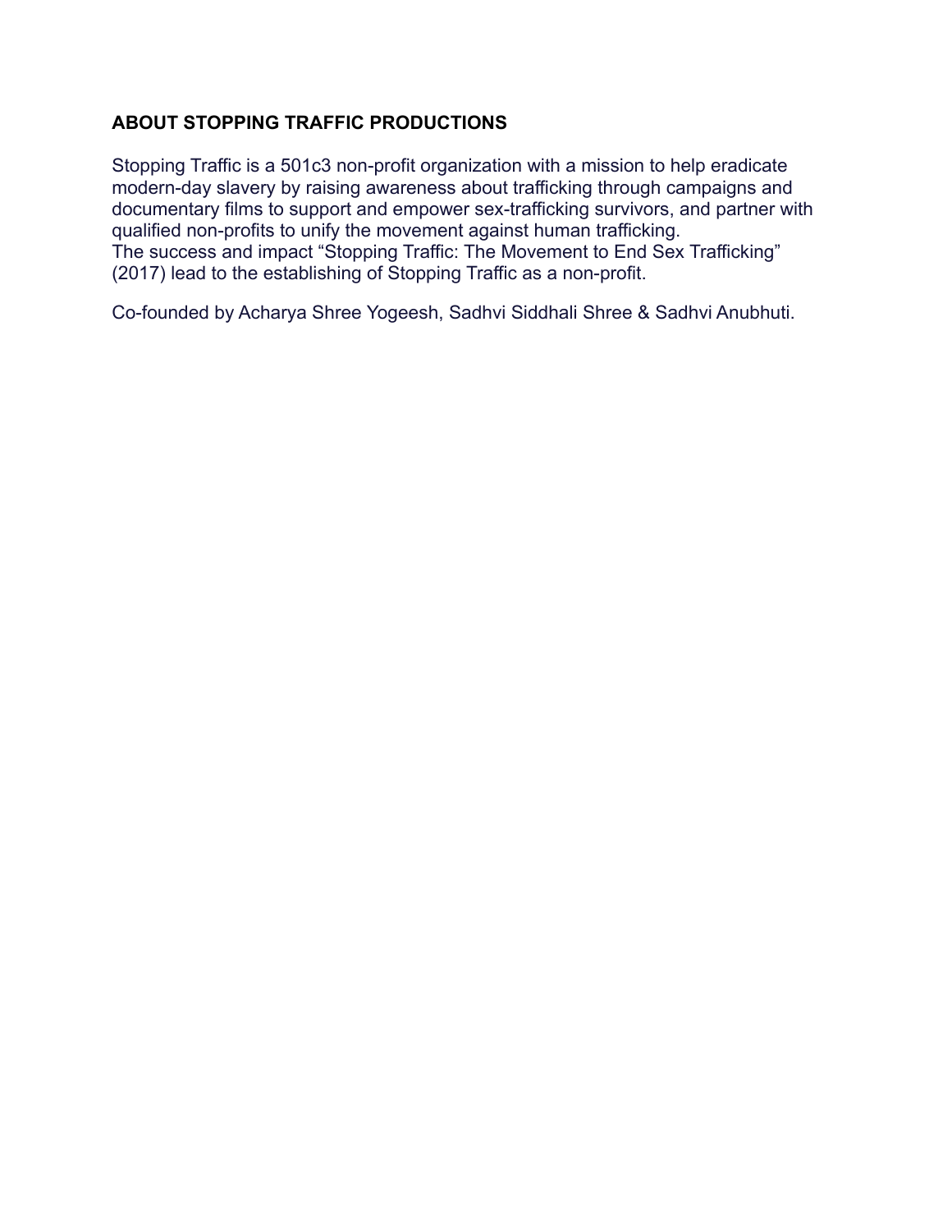## ABOUT STOPPING TRAFFIC PRODUCTIONS

Stopping Traffic is a 501c3 non-profit organization with a mission to help eradicate modern-day slavery by raising awareness about trafficking through campaigns and documentary films to support and empower sex-trafficking survivors, and partner with qualified non-profits to unify the movement against human trafficking.
The success and impact “Stopping Traffic: The Movement to End Sex Trafficking” (2017) lead to the establishing of Stopping Traffic as a non-profit.

Co-founded by Acharya Shree Yogeesh, Sadhvi Siddhali Shree & Sadhvi Anubhuti.